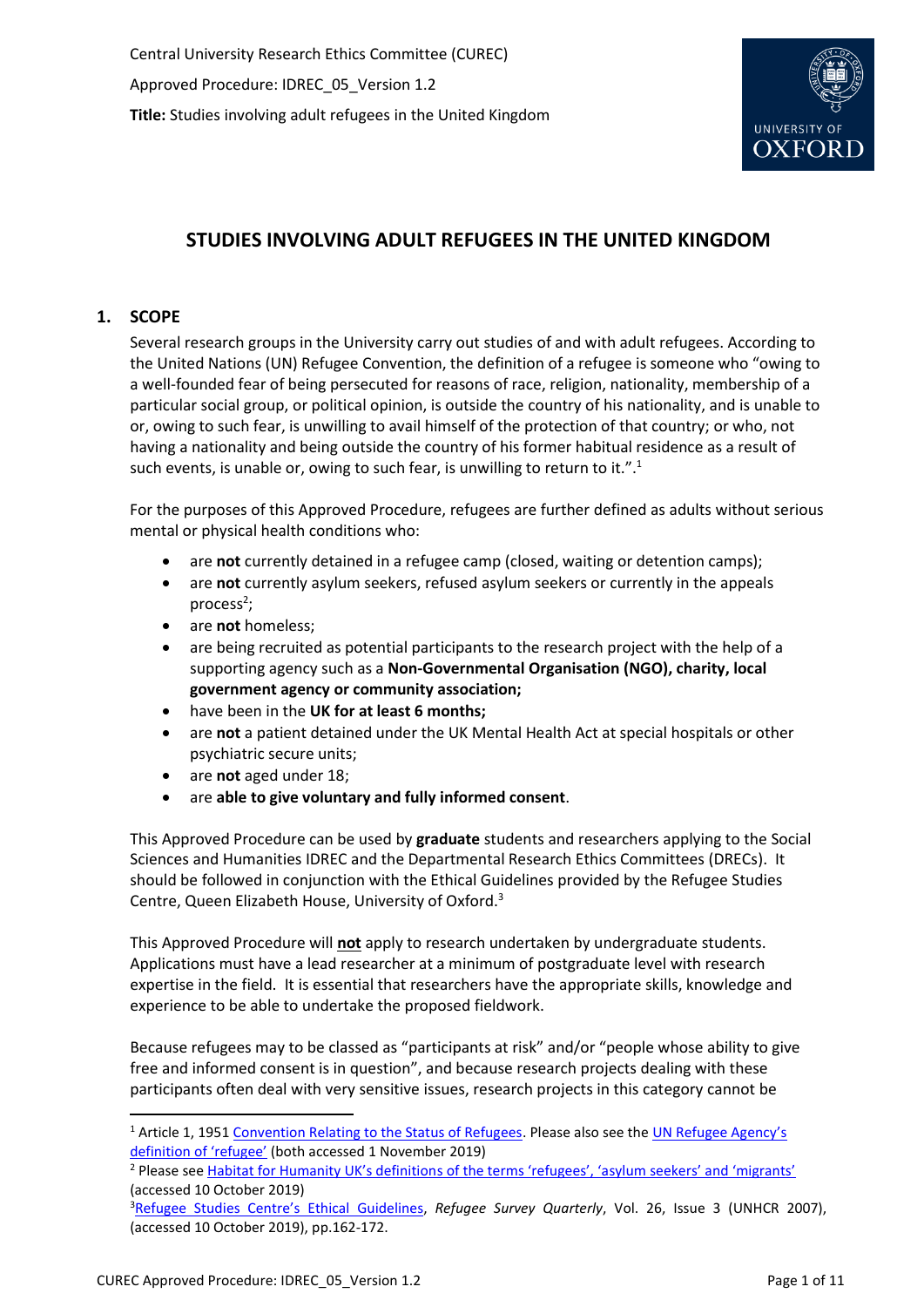Central University Research Ethics Committee (CUREC)

Approved Procedure: IDREC_05_Version 1.2

**Title:** Studies involving adult refugees in the United Kingdom

# STUDIES INVOLVING ADULT REFUGEES IN THE UNITED KINGDOM

## 1. SCOPE

Several research groups in the University carry out studies of and with adult refugees. According to the United Nations (UN) Refugee Convention, the definition of a refugee is someone who "owing to a well-founded fear of being persecuted for reasons of race, religion, nationality, membership of a particular social group, or political opinion, is outside the country of his nationality, and is unable to or, owing to such fear, is unwilling to avail himself of the protection of that country; or who, not having a nationality and being outside the country of his former habitual residence as a result of such events, is unable or, owing to such fear, is unwilling to return to it.".[1]

For the purposes of this Approved Procedure, refugees are further defined as adults without serious mental or physical health conditions who:

- are **not** currently detained in a refugee camp (closed, waiting or detention camps);
- are **not** currently asylum seekers, refused asylum seekers or currently in the appeals process[2];
- are **not** homeless;
- are being recruited as potential participants to the research project with the help of a supporting agency such as a **Non-Governmental Organisation (NGO), charity, local government agency or community association;**
- have been in the **UK for at least 6 months;**
- are **not** a patient detained under the UK Mental Health Act at special hospitals or other psychiatric secure units;
- are **not** aged under 18;
- are **able to give voluntary and fully informed consent**.

This Approved Procedure can be used by **graduate** students and researchers applying to the Social Sciences and Humanities IDREC and the Departmental Research Ethics Committees (DRECs). It should be followed in conjunction with the Ethical Guidelines provided by the Refugee Studies Centre, Queen Elizabeth House, University of Oxford.[3]

This Approved Procedure will **not** apply to research undertaken by undergraduate students. Applications must have a lead researcher at a minimum of postgraduate level with research expertise in the field. It is essential that researchers have the appropriate skills, knowledge and experience to be able to undertake the proposed fieldwork.

Because refugees may to be classed as "participants at risk" and/or "people whose ability to give free and informed consent is in question", and because research projects dealing with these participants often deal with very sensitive issues, research projects in this category cannot be

---

[1] Article 1, 1951 Convention Relating to the Status of Refugees. Please also see the UN Refugee Agency's definition of 'refugee' (both accessed 1 November 2019)

[2] Please see Habitat for Humanity UK's definitions of the terms 'refugees', 'asylum seekers' and 'migrants' (accessed 10 October 2019)

[3] Refugee Studies Centre's Ethical Guidelines, *Refugee Survey Quarterly*, Vol. 26, Issue 3 (UNHCR 2007), (accessed 10 October 2019), pp.162-172.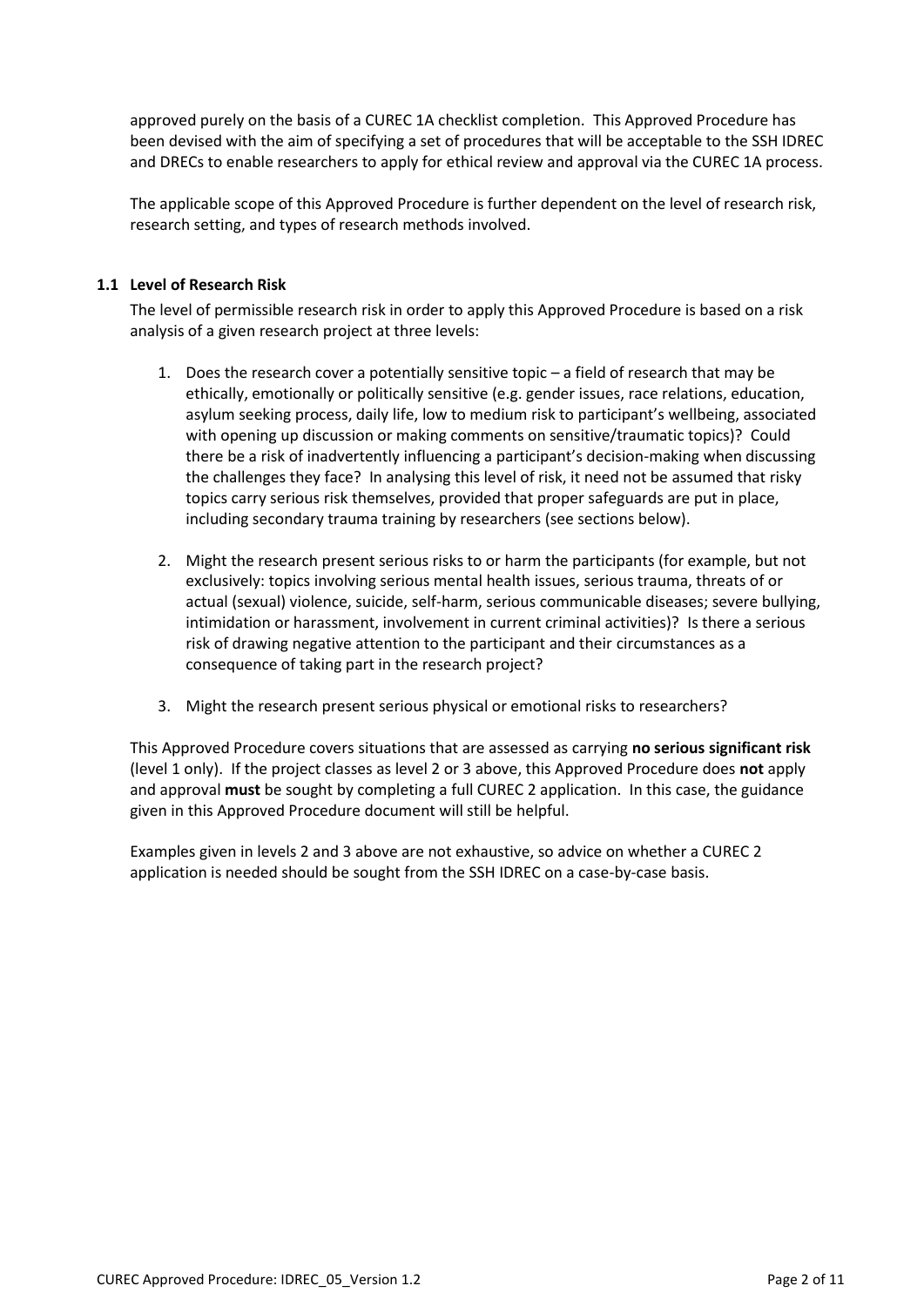approved purely on the basis of a CUREC 1A checklist completion. This Approved Procedure has been devised with the aim of specifying a set of procedures that will be acceptable to the SSH IDREC and DRECs to enable researchers to apply for ethical review and approval via the CUREC 1A process.

The applicable scope of this Approved Procedure is further dependent on the level of research risk, research setting, and types of research methods involved.

### 1.1 Level of Research Risk

The level of permissible research risk in order to apply this Approved Procedure is based on a risk analysis of a given research project at three levels:

1. Does the research cover a potentially sensitive topic – a field of research that may be ethically, emotionally or politically sensitive (e.g. gender issues, race relations, education, asylum seeking process, daily life, low to medium risk to participant's wellbeing, associated with opening up discussion or making comments on sensitive/traumatic topics)? Could there be a risk of inadvertently influencing a participant's decision-making when discussing the challenges they face? In analysing this level of risk, it need not be assumed that risky topics carry serious risk themselves, provided that proper safeguards are put in place, including secondary trauma training by researchers (see sections below).

2. Might the research present serious risks to or harm the participants (for example, but not exclusively: topics involving serious mental health issues, serious trauma, threats of or actual (sexual) violence, suicide, self-harm, serious communicable diseases; severe bullying, intimidation or harassment, involvement in current criminal activities)? Is there a serious risk of drawing negative attention to the participant and their circumstances as a consequence of taking part in the research project?

3. Might the research present serious physical or emotional risks to researchers?

This Approved Procedure covers situations that are assessed as carrying **no serious significant risk** (level 1 only). If the project classes as level 2 or 3 above, this Approved Procedure does **not** apply and approval **must** be sought by completing a full CUREC 2 application. In this case, the guidance given in this Approved Procedure document will still be helpful.

Examples given in levels 2 and 3 above are not exhaustive, so advice on whether a CUREC 2 application is needed should be sought from the SSH IDREC on a case-by-case basis.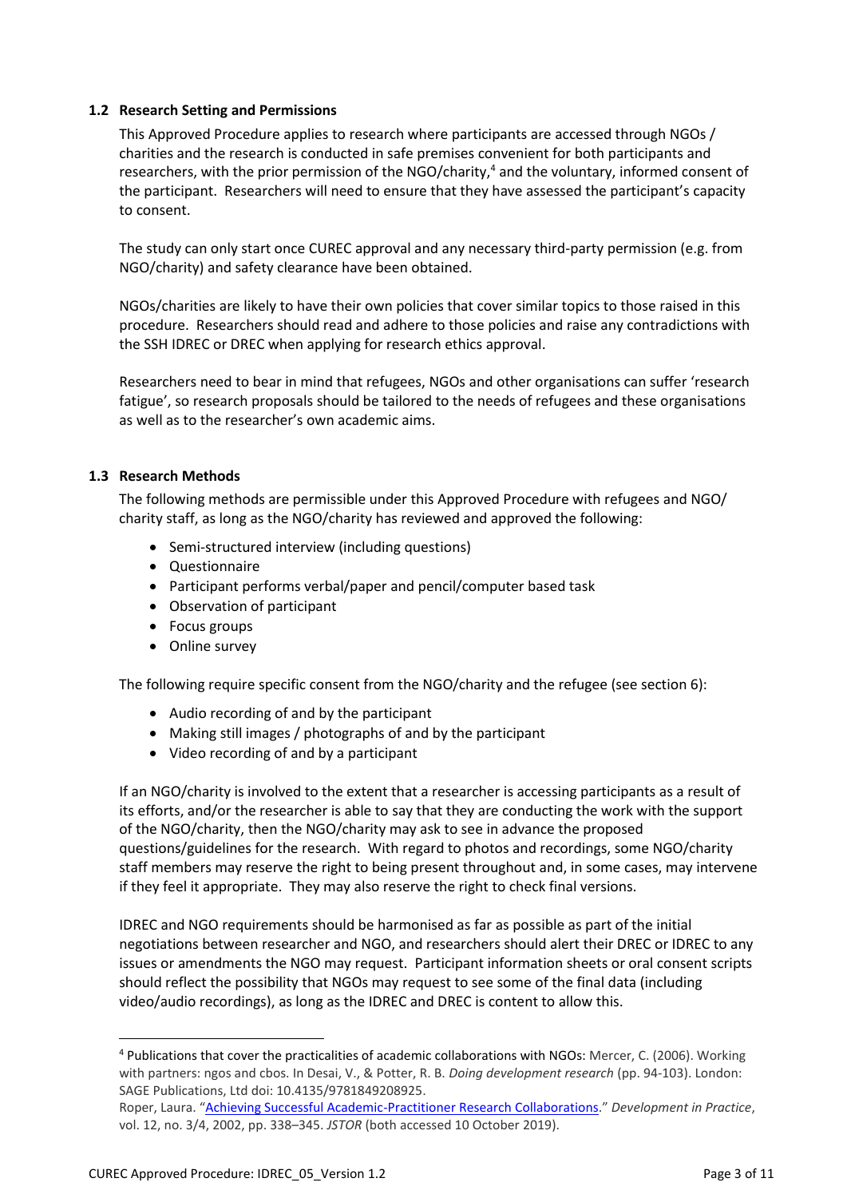### 1.2 Research Setting and Permissions

This Approved Procedure applies to research where participants are accessed through NGOs / charities and the research is conducted in safe premises convenient for both participants and researchers, with the prior permission of the NGO/charity,[4] and the voluntary, informed consent of the participant. Researchers will need to ensure that they have assessed the participant's capacity to consent.

The study can only start once CUREC approval and any necessary third-party permission (e.g. from NGO/charity) and safety clearance have been obtained.

NGOs/charities are likely to have their own policies that cover similar topics to those raised in this procedure. Researchers should read and adhere to those policies and raise any contradictions with the SSH IDREC or DREC when applying for research ethics approval.

Researchers need to bear in mind that refugees, NGOs and other organisations can suffer 'research fatigue', so research proposals should be tailored to the needs of refugees and these organisations as well as to the researcher's own academic aims.

### 1.3 Research Methods

The following methods are permissible under this Approved Procedure with refugees and NGO/ charity staff, as long as the NGO/charity has reviewed and approved the following:

- Semi-structured interview (including questions)
- Questionnaire
- Participant performs verbal/paper and pencil/computer based task
- Observation of participant
- Focus groups
- Online survey

The following require specific consent from the NGO/charity and the refugee (see section 6):

- Audio recording of and by the participant
- Making still images / photographs of and by the participant
- Video recording of and by a participant

If an NGO/charity is involved to the extent that a researcher is accessing participants as a result of its efforts, and/or the researcher is able to say that they are conducting the work with the support of the NGO/charity, then the NGO/charity may ask to see in advance the proposed questions/guidelines for the research. With regard to photos and recordings, some NGO/charity staff members may reserve the right to being present throughout and, in some cases, may intervene if they feel it appropriate. They may also reserve the right to check final versions.

IDREC and NGO requirements should be harmonised as far as possible as part of the initial negotiations between researcher and NGO, and researchers should alert their DREC or IDREC to any issues or amendments the NGO may request. Participant information sheets or oral consent scripts should reflect the possibility that NGOs may request to see some of the final data (including video/audio recordings), as long as the IDREC and DREC is content to allow this.

---

[4] Publications that cover the practicalities of academic collaborations with NGOs: Mercer, C. (2006). Working with partners: ngos and cbos. In Desai, V., & Potter, R. B. *Doing development research* (pp. 94-103). London: SAGE Publications, Ltd doi: 10.4135/9781849208925.
Roper, Laura. "Achieving Successful Academic-Practitioner Research Collaborations." *Development in Practice*, vol. 12, no. 3/4, 2002, pp. 338–345. *JSTOR* (both accessed 10 October 2019).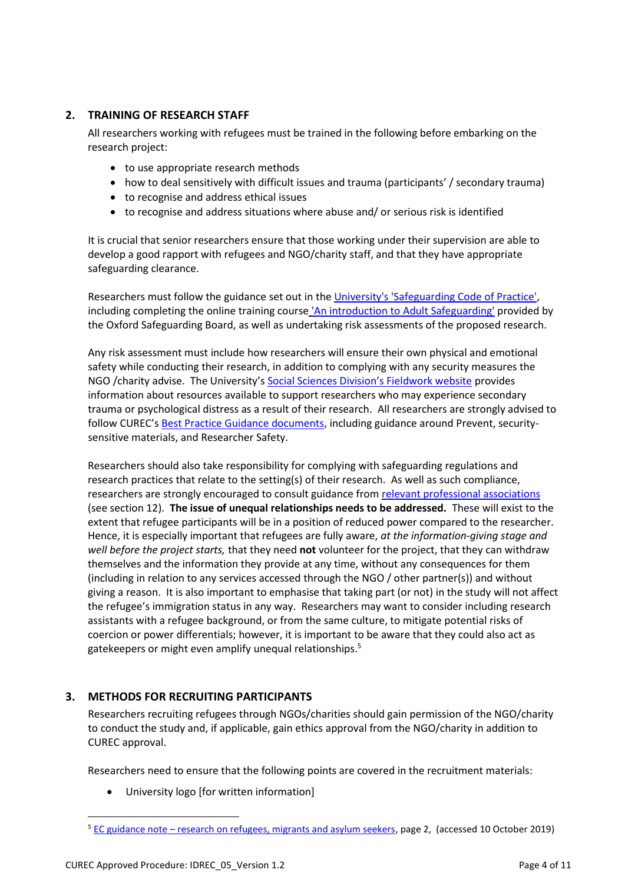## 2. TRAINING OF RESEARCH STAFF

All researchers working with refugees must be trained in the following before embarking on the research project:

- to use appropriate research methods
- how to deal sensitively with difficult issues and trauma (participants' / secondary trauma)
- to recognise and address ethical issues
- to recognise and address situations where abuse and/ or serious risk is identified

It is crucial that senior researchers ensure that those working under their supervision are able to develop a good rapport with refugees and NGO/charity staff, and that they have appropriate safeguarding clearance.

Researchers must follow the guidance set out in the University's 'Safeguarding Code of Practice', including completing the online training course 'An introduction to Adult Safeguarding' provided by the Oxford Safeguarding Board, as well as undertaking risk assessments of the proposed research.

Any risk assessment must include how researchers will ensure their own physical and emotional safety while conducting their research, in addition to complying with any security measures the NGO /charity advise. The University's Social Sciences Division's Fieldwork website provides information about resources available to support researchers who may experience secondary trauma or psychological distress as a result of their research. All researchers are strongly advised to follow CUREC's Best Practice Guidance documents, including guidance around Prevent, security-sensitive materials, and Researcher Safety.

Researchers should also take responsibility for complying with safeguarding regulations and research practices that relate to the setting(s) of their research. As well as such compliance, researchers are strongly encouraged to consult guidance from relevant professional associations (see section 12). **The issue of unequal relationships needs to be addressed.** These will exist to the extent that refugee participants will be in a position of reduced power compared to the researcher. Hence, it is especially important that refugees are fully aware, *at the information-giving stage and well before the project starts,* that they need **not** volunteer for the project, that they can withdraw themselves and the information they provide at any time, without any consequences for them (including in relation to any services accessed through the NGO / other partner(s)) and without giving a reason. It is also important to emphasise that taking part (or not) in the study will not affect the refugee's immigration status in any way. Researchers may want to consider including research assistants with a refugee background, or from the same culture, to mitigate potential risks of coercion or power differentials; however, it is important to be aware that they could also act as gatekeepers or might even amplify unequal relationships.[5]

## 3. METHODS FOR RECRUITING PARTICIPANTS

Researchers recruiting refugees through NGOs/charities should gain permission of the NGO/charity to conduct the study and, if applicable, gain ethics approval from the NGO/charity in addition to CUREC approval.

Researchers need to ensure that the following points are covered in the recruitment materials:

- University logo [for written information]

---

[5] EC guidance note – research on refugees, migrants and asylum seekers, page 2, (accessed 10 October 2019)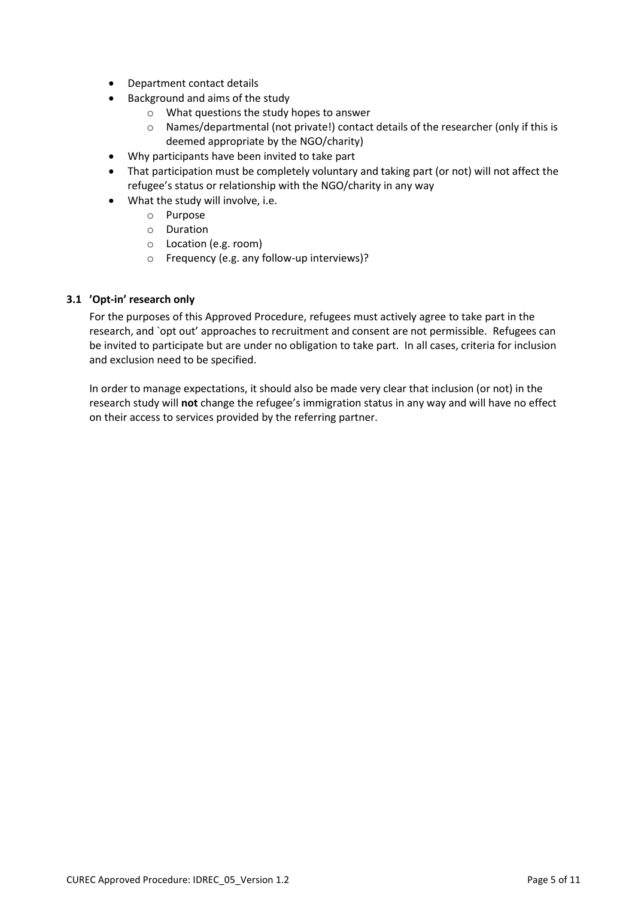- Department contact details
- Background and aims of the study
    - What questions the study hopes to answer
    - Names/departmental (not private!) contact details of the researcher (only if this is deemed appropriate by the NGO/charity)
- Why participants have been invited to take part
- That participation must be completely voluntary and taking part (or not) will not affect the refugee's status or relationship with the NGO/charity in way
- What the study will involve, i.e.
    - Purpose
    - Duration
    - Location (e.g. room)
    - Frequency (e.g. any follow-up interviews)?

### 3.1 'Opt-in' research only

For the purposes of this Approved Procedure, refugees must actively agree to take part in the research, and `opt out' approaches to recruitment and consent are not permissible. Refugees can be invited to participate but are under no obligation to take part. In all cases, criteria for inclusion and exclusion need to be specified.

In order to manage expectations, it should also be made very clear that inclusion (or not) in the research study will **not** change the refugee's immigration status in any way and will have no effect on their access to services provided by the referring partner.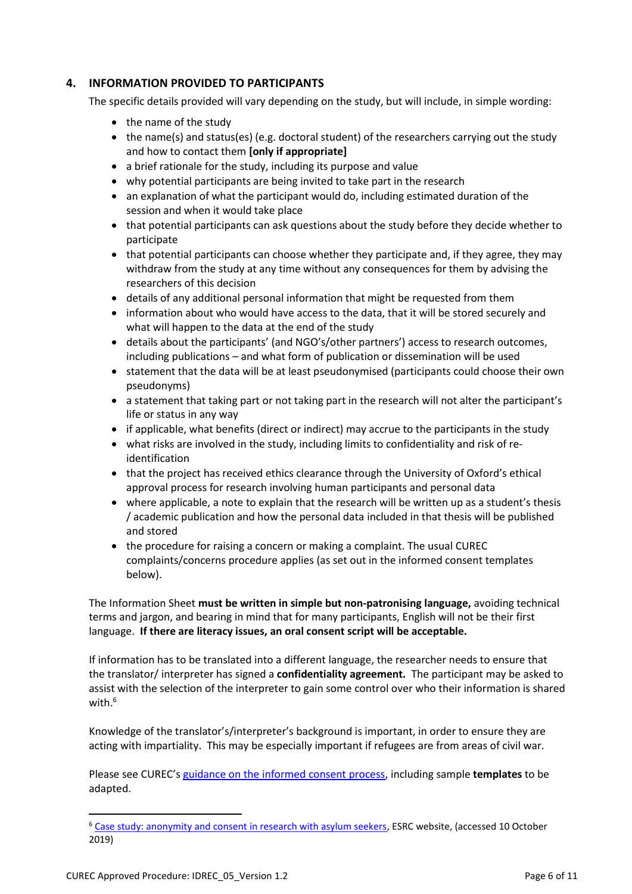## 4. INFORMATION PROVIDED TO PARTICIPANTS

The specific details provided will vary depending on the study, but will include, in simple wording:

- the name of the study
- the name(s) and status(es) (e.g. doctoral student) of the researchers carrying out the study and how to contact them **[only if appropriate]**
- a brief rationale for the study, including its purpose and value
- why potential participants are being invited to take part in the research
- an explanation of what the participant would do, including estimated duration of the session and when it would take place
- that potential participants can ask questions about the study before they decide whether to participate
- that potential participants can choose whether they participate and, if they agree, they may withdraw from the study at any time without any consequences for them by advising the researchers of this decision
- details of any additional personal information that might be requested from them
- information about who would have access to the data, that it will be stored securely and what will happen to the data at the end of the study
- details about the participants' (and NGO's/other partners') access to research outcomes, including publications – and what form of publication or dissemination will be used
- statement that the data will be at least pseudonymised (participants could choose their own pseudonyms)
- a statement that taking part or not taking part in the research will not alter the participant's life or status in any way
- if applicable, what benefits (direct or indirect) may accrue to the participants in the study
- what risks are involved in the study, including limits to confidentiality and risk of re-identification
- that the project has received ethics clearance through the University of Oxford's ethical approval process for research involving human participants and personal data
- where applicable, a note to explain that the research will be written up as a student's thesis / academic publication and how the personal data included in that thesis will be published and stored
- the procedure for raising a concern or making a complaint. The usual CUREC complaints/concerns procedure applies (as set out in the informed consent templates below).

The Information Sheet **must be written in simple but non-patronising language,** avoiding technical terms and jargon, and bearing in mind that for many participants, English will not be their first language. **If there are literacy issues, an oral consent script will be acceptable.**

If information has to be translated into a different language, the researcher needs to ensure that the translator/ interpreter has signed a **confidentiality agreement.** The participant may be asked to assist with the selection of the interpreter to gain some control over who their information is shared with.[6]

Knowledge of the translator's/interpreter's background is important, in order to ensure they are acting with impartiality. This may be especially important if refugees are from areas of civil war.

Please see CUREC's guidance on the informed consent process, including sample **templates** to be adapted.

---

[6] Case study: anonymity and consent in research with asylum seekers, ESRC website, (accessed 10 October 2019)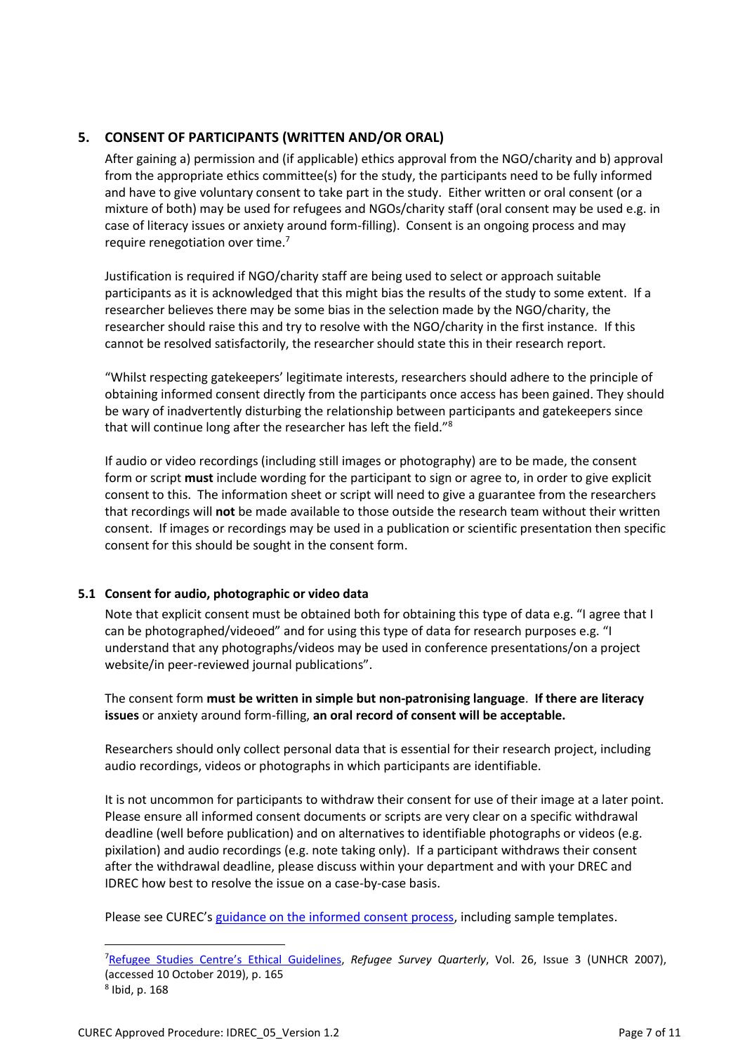## 5. CONSENT OF PARTICIPANTS (WRITTEN AND/OR ORAL)

After gaining a) permission and (if applicable) ethics approval from the NGO/charity and b) approval from the appropriate ethics committee(s) for the study, the participants need to be fully informed and have to give voluntary consent to take part in the study. Either written or oral consent (or a mixture of both) may be used for refugees and NGOs/charity staff (oral consent may be used e.g. in case of literacy issues or anxiety around form-filling). Consent is an ongoing process and may require renegotiation over time.[7]

Justification is required if NGO/charity staff are being used to select or approach suitable participants as it is acknowledged that this might bias the results of the study to some extent. If a researcher believes there may be some bias in the selection made by the NGO/charity, the researcher should raise this and try to resolve with the NGO/charity in the first instance. If this cannot be resolved satisfactorily, the researcher should state this in their research report.

"Whilst respecting gatekeepers' legitimate interests, researchers should adhere to the principle of obtaining informed consent directly from the participants once access has been gained. They should be wary of inadvertently disturbing the relationship between participants and gatekeepers since that will continue long after the researcher has left the field."[8]

If audio or video recordings (including still images or photography) are to be made, the consent form or script **must** include wording for the participant to sign or agree to, in order to give explicit consent to this. The information sheet or script will need to give a guarantee from the researchers that recordings will **not** be made available to those outside the research team without their written consent. If images or recordings may be used in a publication or scientific presentation then specific consent for this should be sought in the consent form.

### 5.1 Consent for audio, photographic or video data

Note that explicit consent must be obtained both for obtaining this type of data e.g. "I agree that I can be photographed/videoed" and for using this type of data for research purposes e.g. "I understand that any photographs/videos may be used in conference presentations/on a project website/in peer-reviewed journal publications".

The consent form **must be written in simple but non-patronising language**. **If there are literacy issues** or anxiety around form-filling, **an oral record of consent will be acceptable.**

Researchers should only collect personal data that is essential for their research project, including audio recordings, videos or photographs in which participants are identifiable.

It is not uncommon for participants to withdraw their consent for use of their image at a later point. Please ensure all informed consent documents or scripts are very clear on a specific withdrawal deadline (well before publication) and on alternatives to identifiable photographs or videos (e.g. pixilation) and audio recordings (e.g. note taking only). If a participant withdraws their consent after the withdrawal deadline, please discuss within your department and with your DREC and IDREC how best to resolve the issue on a case-by-case basis.

Please see CUREC's guidance on the informed consent process, including sample templates.

---

[7] Refugee Studies Centre's Ethical Guidelines, *Refugee Survey Quarterly*, Vol. 26, Issue 3 (UNHCR 2007), (accessed 10 October 2019), p. 165

[8] Ibid, p. 168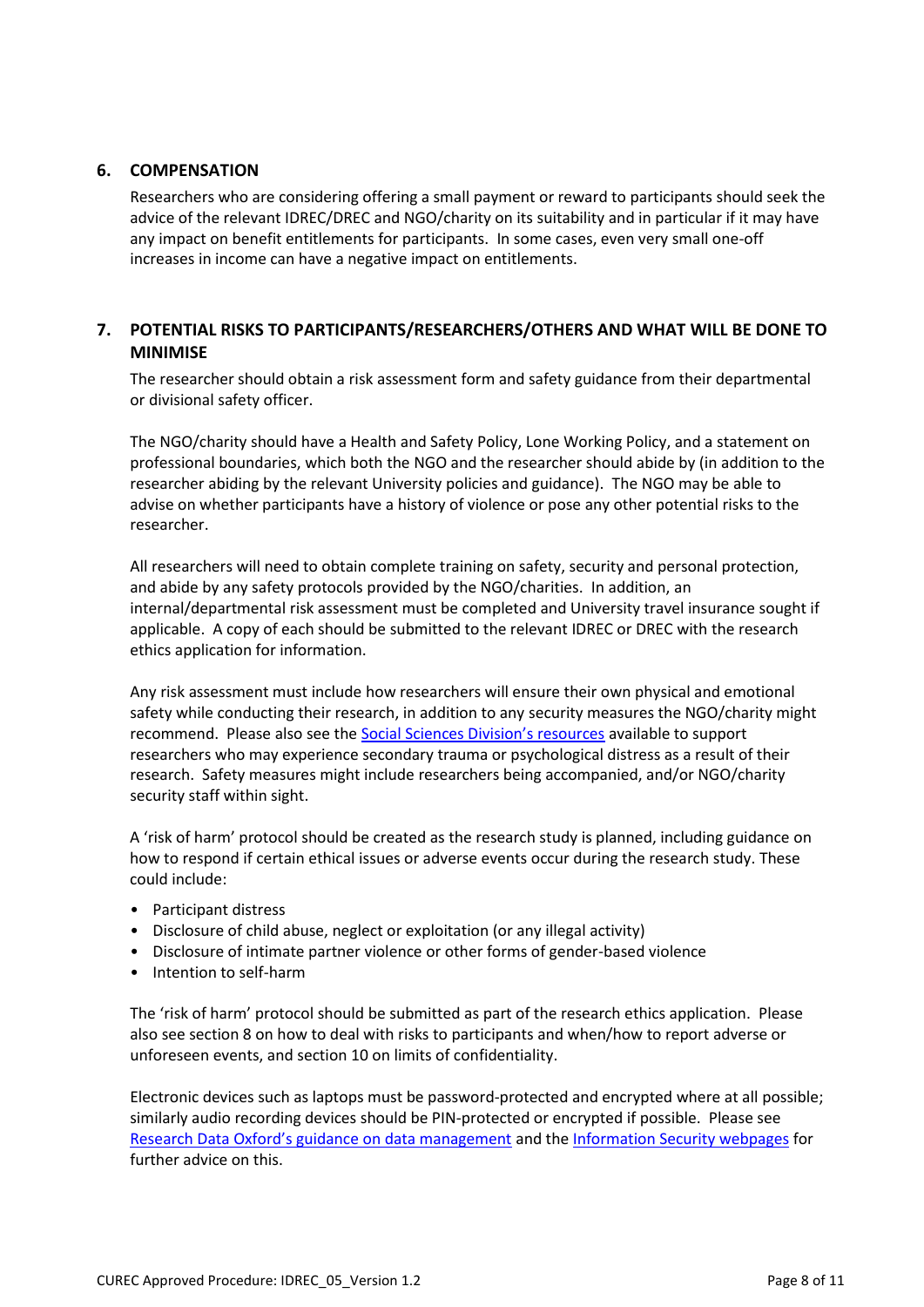## 6. COMPENSATION

Researchers who are considering offering a small payment or reward to participants should seek the advice of the relevant IDREC/DREC and NGO/charity on its suitability and in particular if it may have any impact on benefit entitlements for participants. In some cases, even very small one-off increases in income can have a negative impact on entitlements.

## 7. POTENTIAL RISKS TO PARTICIPANTS/RESEARCHERS/OTHERS AND WHAT WILL BE DONE TO MINIMISE

The researcher should obtain a risk assessment form and safety guidance from their departmental or divisional safety officer.

The NGO/charity should have a Health and Safety Policy, Lone Working Policy, and a statement on professional boundaries, which both the NGO and the researcher should abide by (in addition to the researcher abiding by the relevant University policies and guidance). The NGO may be able to advise on whether participants have a history of violence or pose any other potential risks to the researcher.

All researchers will need to obtain complete training on safety, security and personal protection, and abide by any safety protocols provided by the NGO/charities. In addition, an internal/departmental risk assessment must be completed and University travel insurance sought if applicable. A copy of each should be submitted to the relevant IDREC or DREC with the research ethics application for information.

Any risk assessment must include how researchers will ensure their own physical and emotional safety while conducting their research, in addition to any security measures the NGO/charity might recommend. Please also see the Social Sciences Division's resources available to support researchers who may experience secondary trauma or psychological distress as a result of their research. Safety measures might include researchers being accompanied, and/or NGO/charity security staff within sight.

A 'risk of harm' protocol should be created as the research study is planned, including guidance on how to respond if certain ethical issues or adverse events occur during the research study. These could include:

- Participant distress
- Disclosure of child abuse, neglect or exploitation (or any illegal activity)
- Disclosure of intimate partner violence or other forms of gender-based violence
- Intention to self-harm

The 'risk of harm' protocol should be submitted as part of the research ethics application. Please also see section 8 on how to deal with risks to participants and when/how to report adverse or unforeseen events, and section 10 on limits of confidentiality.

Electronic devices such as laptops must be password-protected and encrypted where at all possible; similarly audio recording devices should be PIN-protected or encrypted if possible. Please see Research Data Oxford's guidance on data management and the Information Security webpages for further advice on this.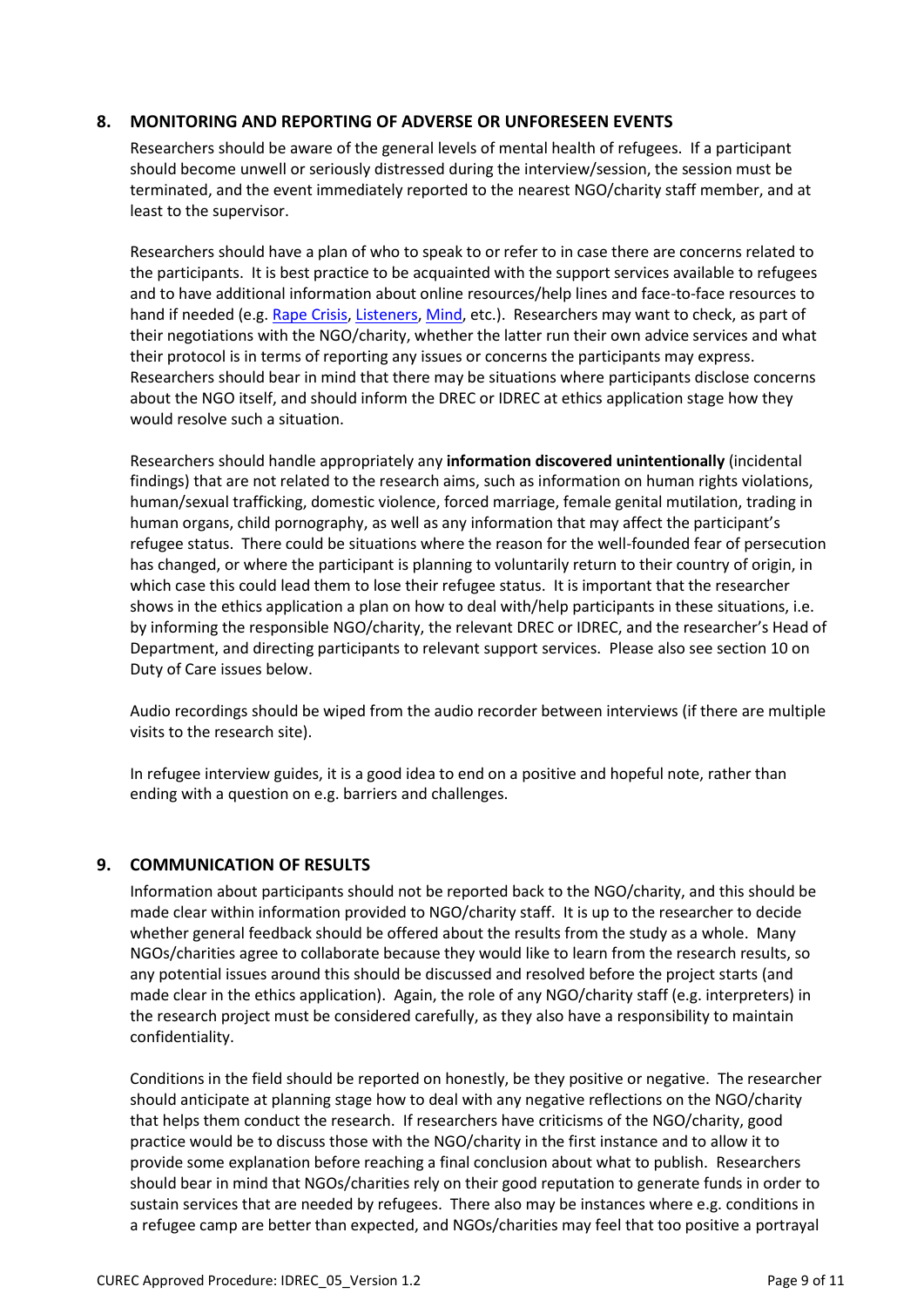## 8. MONITORING AND REPORTING OF ADVERSE OR UNFORESEEN EVENTS

Researchers should be aware of the general levels of mental health of refugees. If a participant should become unwell or seriously distressed during the interview/session, the session must be terminated, and the event immediately reported to the nearest NGO/charity staff member, and at least to the supervisor.

Researchers should have a plan of who to speak to or refer to in case there are concerns related to the participants. It is best practice to be acquainted with the support services available to refugees and to have additional information about online resources/help lines and face-to-face resources to hand if needed (e.g. Rape Crisis, Listeners, Mind, etc.). Researchers may want to check, as part of their negotiations with the NGO/charity, whether the latter run their own advice services and what their protocol is in terms of reporting any issues or concerns the participants may express. Researchers should bear in mind that there may be situations where participants disclose concerns about the NGO itself, and should inform the DREC or IDREC at ethics application stage how they would resolve such a situation.

Researchers should handle appropriately any **information discovered unintentionally** (incidental findings) that are not related to the research aims, such as information on human rights violations, human/sexual trafficking, domestic violence, forced marriage, female genital mutilation, trading in human organs, child pornography, as well as any information that may affect the participant's refugee status. There could be situations where the reason for the well-founded fear of persecution has changed, or where the participant is planning to voluntarily return to their country of origin, in which case this could lead them to lose their refugee status. It is important that the researcher shows in the ethics application a plan on how to deal with/help participants in these situations, i.e. by informing the responsible NGO/charity, the relevant DREC or IDREC, and the researcher's Head of Department, and directing participants to relevant support services. Please also see section 10 on Duty of Care issues below.

Audio recordings should be wiped from the audio recorder between interviews (if there are multiple visits to the research site).

In refugee interview guides, it is a good idea to end on a positive and hopeful note, rather than ending with a question on e.g. barriers and challenges.

## 9. COMMUNICATION OF RESULTS

Information about participants should not be reported back to the NGO/charity, and this should be made clear within information provided to NGO/charity staff. It is up to the researcher to decide whether general feedback should be offered about the results from the study as a whole. Many NGOs/charities agree to collaborate because they would like to learn from the research results, so any potential issues around this should be discussed and resolved before the project starts (and made clear in the ethics application). Again, the role of any NGO/charity staff (e.g. interpreters) in the research project must be considered carefully, as they also have a responsibility to maintain confidentiality.

Conditions in the field should be reported on honestly, be they positive or negative. The researcher should anticipate at planning stage how to deal with any negative reflections on the NGO/charity that helps them conduct the research. If researchers have criticisms of the NGO/charity, good practice would be to discuss those with the NGO/charity in the first instance and to allow it to provide some explanation before reaching a final conclusion about what to publish. Researchers should bear in mind that NGOs/charities rely on their good reputation to generate funds in order to sustain services that are needed by refugees. There also may be instances where e.g. conditions in a refugee camp are better than expected, and NGOs/charities may feel that too positive a portrayal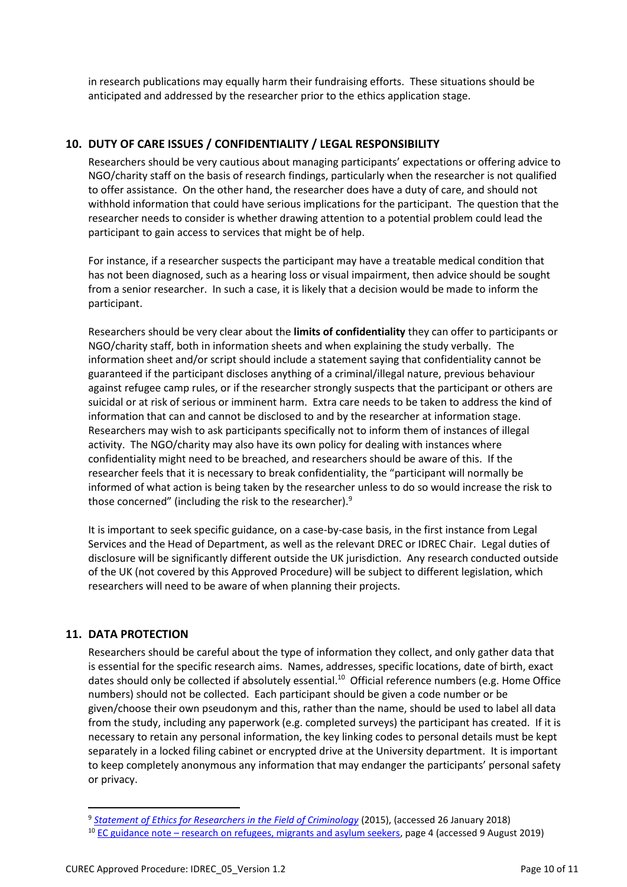in research publications may equally harm their fundraising efforts. These situations should be anticipated and addressed by the researcher prior to the ethics application stage.

## 10. DUTY OF CARE ISSUES / CONFIDENTIALITY / LEGAL RESPONSIBILITY

Researchers should be very cautious about managing participants' expectations or offering advice to NGO/charity staff on the basis of research findings, particularly when the researcher is not qualified to offer assistance. On the other hand, the researcher does have a duty of care, and should not withhold information that could have serious implications for the participant. The question that the researcher needs to consider is whether drawing attention to a potential problem could lead the participant to gain access to services that might be of help.

For instance, if a researcher suspects the participant may have a treatable medical condition that has not been diagnosed, such as a hearing loss or visual impairment, then advice should be sought from a senior researcher. In such a case, it is likely that a decision would be made to inform the participant.

Researchers should be very clear about the **limits of confidentiality** they can offer to participants or NGO/charity staff, both in information sheets and when explaining the study verbally. The information sheet and/or script should include a statement saying that confidentiality cannot be guaranteed if the participant discloses anything of a criminal/illegal nature, previous behaviour against refugee camp rules, or if the researcher strongly suspects that the participant or others are suicidal or at risk of serious or imminent harm. Extra care needs to be taken to address the kind of information that can and cannot be disclosed to and by the researcher at information stage. Researchers may wish to ask participants specifically not to inform them of instances of illegal activity. The NGO/charity may also have its own policy for dealing with instances where confidentiality might need to be breached, and researchers should be aware of this. If the researcher feels that it is necessary to break confidentiality, the "participant will normally be informed of what action is being taken by the researcher unless to do so would increase the risk to those concerned" (including the risk to the researcher).[9]

It is important to seek specific guidance, on a case-by-case basis, in the first instance from Legal Services and the Head of Department, as well as the relevant DREC or IDREC Chair. Legal duties of disclosure will be significantly different outside the UK jurisdiction. Any research conducted outside of the UK (not covered by this Approved Procedure) will be subject to different legislation, which researchers will need to be aware of when planning their projects.

## 11. DATA PROTECTION

Researchers should be careful about the type of information they collect, and only gather data that is essential for the specific research aims. Names, addresses, specific locations, date of birth, exact dates should only be collected if absolutely essential.[10] Official reference numbers (e.g. Home Office numbers) should not be collected. Each participant should be given a code number or be given/choose their own pseudonym and this, rather than the name, should be used to label all data from the study, including any paperwork (e.g. completed surveys) the participant has created. If it is necessary to retain any personal information, the key linking codes to personal details must be kept separately in a locked filing cabinet or encrypted drive at the University department. It is important to keep completely anonymous any information that may endanger the participants' personal safety or privacy.

---

[9] *Statement of Ethics for Researchers in the Field of Criminology* (2015), (accessed 26 January 2018)

[10] EC guidance note – research on refugees, migrants and asylum seekers, page 4 (accessed 9 August 2019)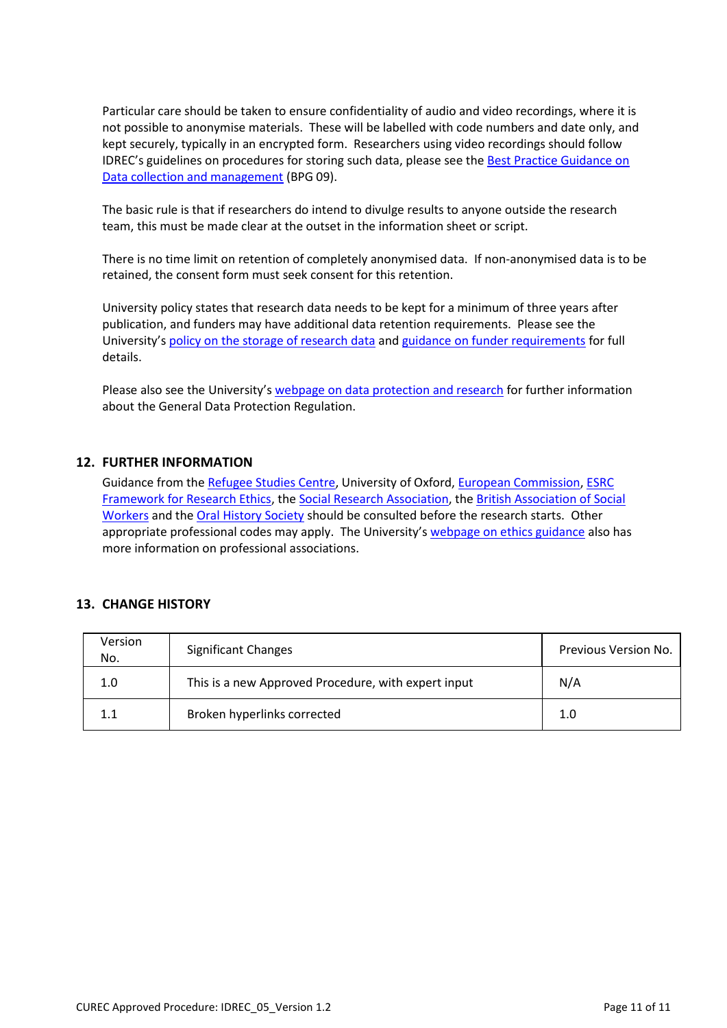Particular care should be taken to ensure confidentiality of audio and video recordings, where it is not possible to anonymise materials. These will be labelled with code numbers and date only, and kept securely, typically in an encrypted form. Researchers using video recordings should follow IDREC's guidelines on procedures for storing such data, please see the Best Practice Guidance on Data collection and management (BPG 09).

The basic rule is that if researchers do intend to divulge results to anyone outside the research team, this must be made clear at the outset in the information sheet or script.

There is no time limit on retention of completely anonymised data. If non-anonymised data is to be retained, the consent form must seek consent for this retention.

University policy states that research data needs to be kept for a minimum of three years after publication, and funders may have additional data retention requirements. Please see the University's policy on the storage of research data and guidance on funder requirements for full details.

Please also see the University's webpage on data protection and research for further information about the General Data Protection Regulation.

## 12. FURTHER INFORMATION

Guidance from the Refugee Studies Centre, University of Oxford, European Commission, ESRC Framework for Research Ethics, the Social Research Association, the British Association of Social Workers and the Oral History Society should be consulted before the research starts. Other appropriate professional codes may apply. The University's webpage on ethics guidance also has more information on professional associations.

## 13. CHANGE HISTORY

| Version No. | Significant Changes | Previous Version No. |
|---|---|---|
| 1.0 | This is a new Approved Procedure, with expert input | N/A |
| 1.1 | Broken hyperlinks corrected | 1.0 |